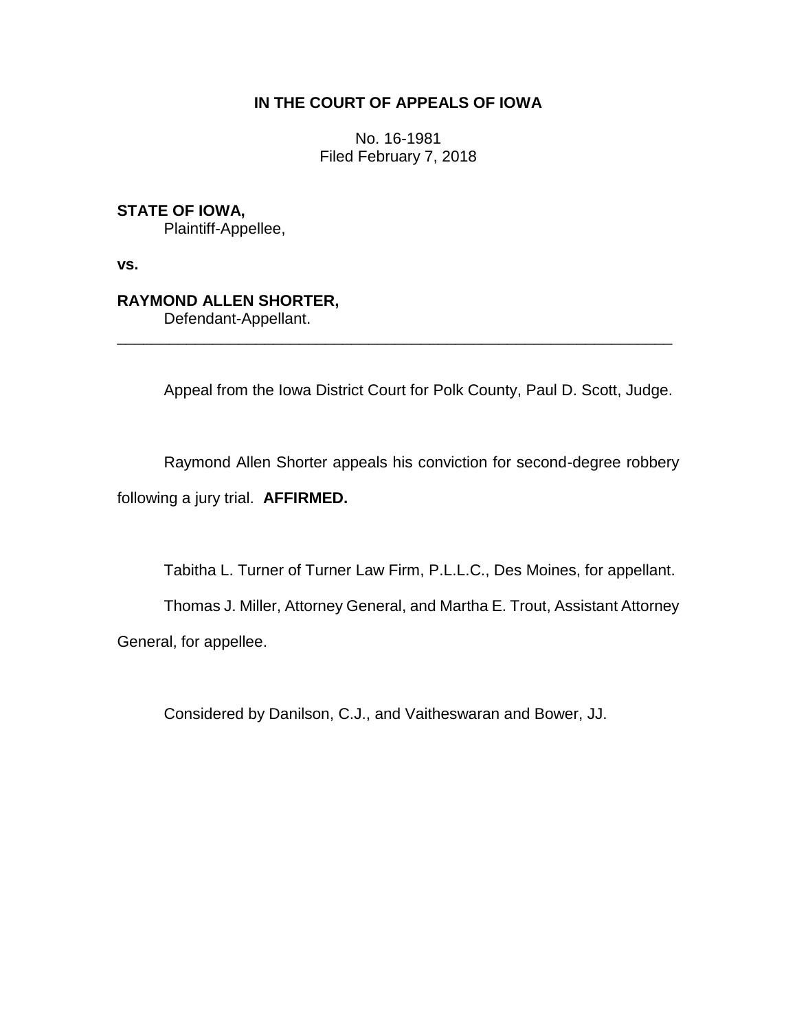**IN THE COURT OF APPEALS OF IOWA**

No. 16-1981
Filed February 7, 2018

**STATE OF IOWA,**
Plaintiff-Appellee,

**vs.**

**RAYMOND ALLEN SHORTER,**
Defendant-Appellant.

---

Appeal from the Iowa District Court for Polk County, Paul D. Scott, Judge.

Raymond Allen Shorter appeals his conviction for second-degree robbery following a jury trial. **AFFIRMED.**

Tabitha L. Turner of Turner Law Firm, P.L.L.C., Des Moines, for appellant.

Thomas J. Miller, Attorney General, and Martha E. Trout, Assistant Attorney General, for appellee.

Considered by Danilson, C.J., and Vaitheswaran and Bower, JJ.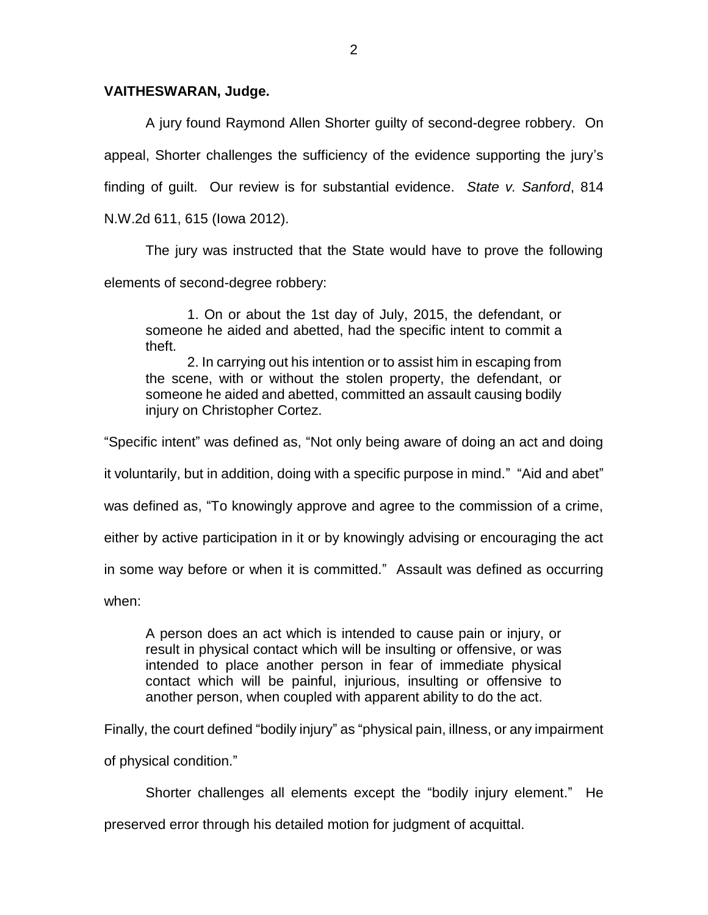**VAITHESWARAN, Judge.**

A jury found Raymond Allen Shorter guilty of second-degree robbery. On appeal, Shorter challenges the sufficiency of the evidence supporting the jury's finding of guilt. Our review is for substantial evidence. *State v. Sanford*, 814 N.W.2d 611, 615 (Iowa 2012).

The jury was instructed that the State would have to prove the following elements of second-degree robbery:

> 1. On or about the 1st day of July, 2015, the defendant, or someone he aided and abetted, had the specific intent to commit a theft.
>
> 2. In carrying out his intention or to assist him in escaping from the scene, with or without the stolen property, the defendant, or someone he aided and abetted, committed an assault causing bodily injury on Christopher Cortez.

"Specific intent" was defined as, "Not only being aware of doing an act and doing it voluntarily, but in addition, doing with a specific purpose in mind." "Aid and abet" was defined as, "To knowingly approve and agree to the commission of a crime, either by active participation in it or by knowingly advising or encouraging the act in some way before or when it is committed." Assault was defined as occurring when:

> A person does an act which is intended to cause pain or injury, or result in physical contact which will be insulting or offensive, or was intended to place another person in fear of immediate physical contact which will be painful, injurious, insulting or offensive to another person, when coupled with apparent ability to do the act.

Finally, the court defined "bodily injury" as "physical pain, illness, or any impairment of physical condition."

Shorter challenges all elements except the "bodily injury element." He preserved error through his detailed motion for judgment of acquittal.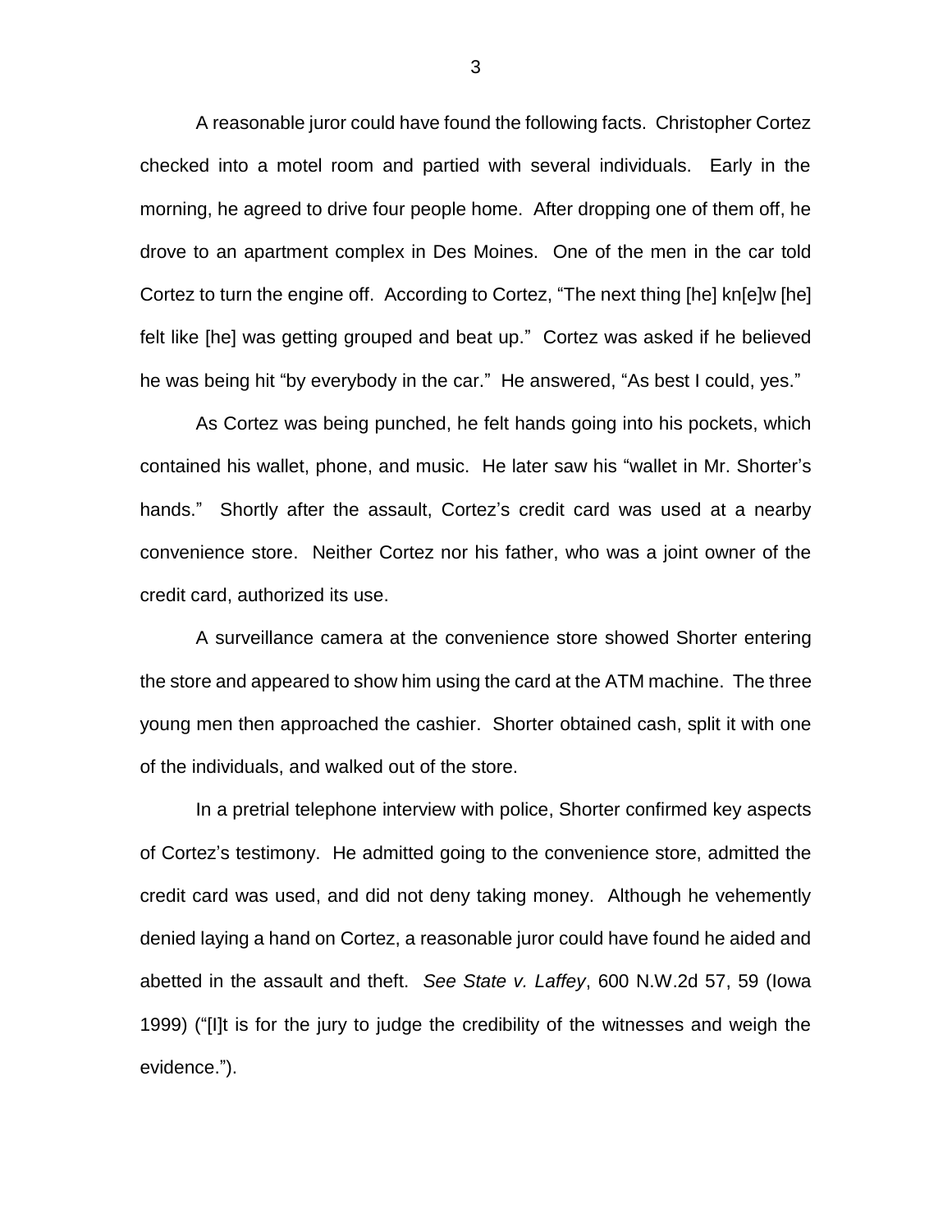A reasonable juror could have found the following facts. Christopher Cortez checked into a motel room and partied with several individuals. Early in the morning, he agreed to drive four people home. After dropping one of them off, he drove to an apartment complex in Des Moines. One of the men in the car told Cortez to turn the engine off. According to Cortez, "The next thing [he] kn[e]w [he] felt like [he] was getting grouped and beat up." Cortez was asked if he believed he was being hit "by everybody in the car." He answered, "As best I could, yes."

As Cortez was being punched, he felt hands going into his pockets, which contained his wallet, phone, and music. He later saw his "wallet in Mr. Shorter's hands." Shortly after the assault, Cortez's credit card was used at a nearby convenience store. Neither Cortez nor his father, who was a joint owner of the credit card, authorized its use.

A surveillance camera at the convenience store showed Shorter entering the store and appeared to show him using the card at the ATM machine. The three young men then approached the cashier. Shorter obtained cash, split it with one of the individuals, and walked out of the store.

In a pretrial telephone interview with police, Shorter confirmed key aspects of Cortez's testimony. He admitted going to the convenience store, admitted the credit card was used, and did not deny taking money. Although he vehemently denied laying a hand on Cortez, a reasonable juror could have found he aided and abetted in the assault and theft. *See State v. Laffey*, 600 N.W.2d 57, 59 (Iowa 1999) ("[I]t is for the jury to judge the credibility of the witnesses and weigh the evidence.").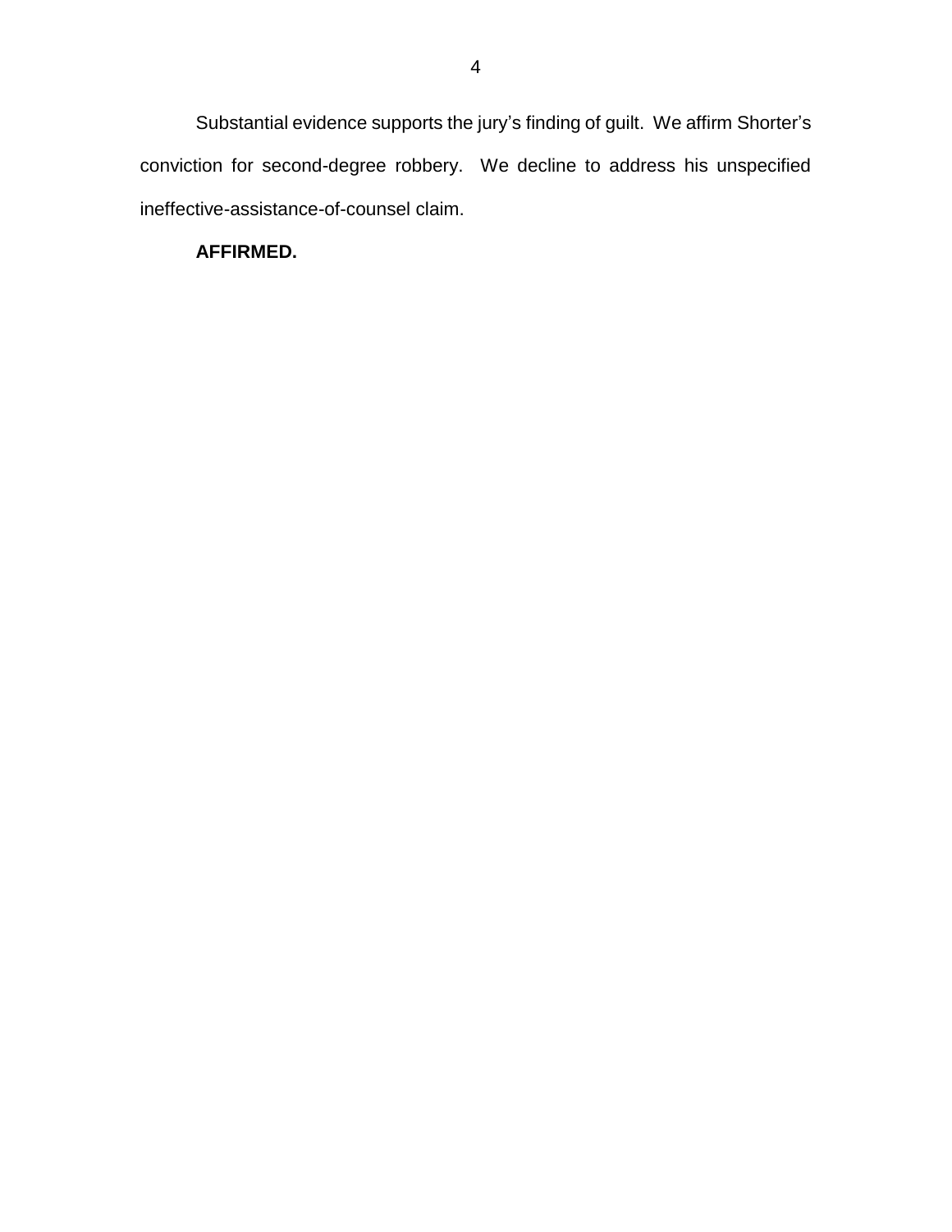Substantial evidence supports the jury's finding of guilt. We affirm Shorter's conviction for second-degree robbery. We decline to address his unspecified ineffective-assistance-of-counsel claim.

**AFFIRMED.**